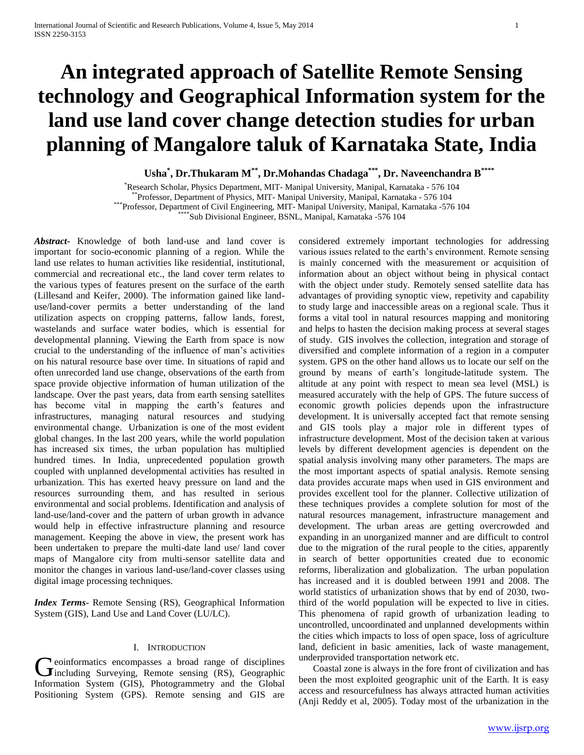# An integrated approach of Satellite Remote Sensing technology and Geographical Information system for the land use land cover change detection studies for urban planning of Mangalore taluk of Karnataka State, India

**Usha[*], Dr.Thukaram M[**], Dr.Mohandas Chadaga[***], Dr. Naveenchandra B[****]**

[*]Research Scholar, Physics Department, MIT- Manipal University, Manipal, Karnataka - 576 104
[**]Professor, Department of Physics, MIT- Manipal University, Manipal, Karnataka - 576 104
[***]Professor, Department of Civil Engineering, MIT- Manipal University, Manipal, Karnataka -576 104
[****]Sub Divisional Engineer, BSNL, Manipal, Karnataka -576 104

***Abstract***- Knowledge of both land-use and land cover is important for socio-economic planning of a region. While the land use relates to human activities like residential, institutional, commercial and recreational etc., the land cover term relates to the various types of features present on the surface of the earth (Lillesand and Keifer, 2000). The information gained like land-use/land-cover permits a better understanding of the land utilization aspects on cropping patterns, fallow lands, forest, wastelands and surface water bodies, which is essential for developmental planning. Viewing the Earth from space is now crucial to the understanding of the influence of man's activities on his natural resource base over time. In situations of rapid and often unrecorded land use change, observations of the earth from space provide objective information of human utilization of the landscape. Over the past years, data from earth sensing satellites has become vital in mapping the earth's features and infrastructures, managing natural resources and studying environmental change. Urbanization is one of the most evident global changes. In the last 200 years, while the world population has increased six times, the urban population has multiplied hundred times. In India, unprecedented population growth coupled with unplanned developmental activities has resulted in urbanization. This has exerted heavy pressure on land and the resources surrounding them, and has resulted in serious environmental and social problems. Identification and analysis of land-use/land-cover and the pattern of urban growth in advance would help in effective infrastructure planning and resource management. Keeping the above in view, the present work has been undertaken to prepare the multi-date land use/ land cover maps of Mangalore city from multi-sensor satellite data and monitor the changes in various land-use/land-cover classes using digital image processing techniques.

***Index Terms***- Remote Sensing (RS), Geographical Information System (GIS), Land Use and Land Cover (LU/LC).

## I. Introduction

Geoinformatics encompasses a broad range of disciplines including Surveying, Remote sensing (RS), Geographic Information System (GIS), Photogrammetry and the Global Positioning System (GPS). Remote sensing and GIS are considered extremely important technologies for addressing various issues related to the earth's environment. Remote sensing is mainly concerned with the measurement or acquisition of information about an object without being in physical contact with the object under study. Remotely sensed satellite data has advantages of providing synoptic view, repetivity and capability to study large and inaccessible areas on a regional scale. Thus it forms a vital tool in natural resources mapping and monitoring and helps to hasten the decision making process at several stages of study. GIS involves the collection, integration and storage of diversified and complete information of a region in a computer system. GPS on the other hand allows us to locate our self on the ground by means of earth's longitude-latitude system. The altitude at any point with respect to mean sea level (MSL) is measured accurately with the help of GPS. The future success of economic growth policies depends upon the infrastructure development. It is universally accepted fact that remote sensing and GIS tools play a major role in different types of infrastructure development. Most of the decision taken at various levels by different development agencies is dependent on the spatial analysis involving many other parameters. The maps are the most important aspects of spatial analysis. Remote sensing data provides accurate maps when used in GIS environment and provides excellent tool for the planner. Collective utilization of these techniques provides a complete solution for most of the natural resources management, infrastructure management and development. The urban areas are getting overcrowded and expanding in an unorganized manner and are difficult to control due to the migration of the rural people to the cities, apparently in search of better opportunities created due to economic reforms, liberalization and globalization. The urban population has increased and it is doubled between 1991 and 2008. The world statistics of urbanization shows that by end of 2030, two-third of the world population will be expected to live in cities. This phenomena of rapid growth of urbanization leading to uncontrolled, uncoordinated and unplanned developments within the cities which impacts to loss of open space, loss of agriculture land, deficient in basic amenities, lack of waste management, underprovided transportation network etc.

Coastal zone is always in the fore front of civilization and has been the most exploited geographic unit of the Earth. It is easy access and resourcefulness has always attracted human activities (Anji Reddy et al, 2005). Today most of the urbanization in the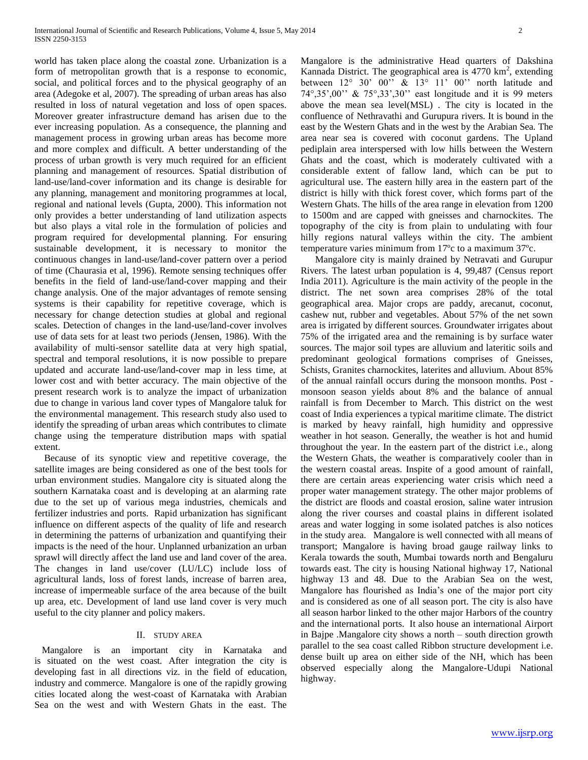world has taken place along the coastal zone. Urbanization is a form of metropolitan growth that is a response to economic, social, and political forces and to the physical geography of an area (Adegoke et al, 2007). The spreading of urban areas has also resulted in loss of natural vegetation and loss of open spaces. Moreover greater infrastructure demand has arisen due to the ever increasing population. As a consequence, the planning and management process in growing urban areas has become more and more complex and difficult. A better understanding of the process of urban growth is very much required for an efficient planning and management of resources. Spatial distribution of land-use/land-cover information and its change is desirable for any planning, management and monitoring programmes at local, regional and national levels (Gupta, 2000). This information not only provides a better understanding of land utilization aspects but also plays a vital role in the formulation of policies and program required for developmental planning. For ensuring sustainable development, it is necessary to monitor the continuous changes in land-use/land-cover pattern over a period of time (Chaurasia et al, 1996). Remote sensing techniques offer benefits in the field of land-use/land-cover mapping and their change analysis. One of the major advantages of remote sensing systems is their capability for repetitive coverage, which is necessary for change detection studies at global and regional scales. Detection of changes in the land-use/land-cover involves use of data sets for at least two periods (Jensen, 1986). With the availability of multi-sensor satellite data at very high spatial, spectral and temporal resolutions, it is now possible to prepare updated and accurate land-use/land-cover map in less time, at lower cost and with better accuracy. The main objective of the present research work is to analyze the impact of urbanization due to change in various land cover types of Mangalore taluk for the environmental management. This research study also used to identify the spreading of urban areas which contributes to climate change using the temperature distribution maps with spatial extent.

Because of its synoptic view and repetitive coverage, the satellite images are being considered as one of the best tools for urban environment studies. Mangalore city is situated along the southern Karnataka coast and is developing at an alarming rate due to the set up of various mega industries, chemicals and fertilizer industries and ports. Rapid urbanization has significant influence on different aspects of the quality of life and research in determining the patterns of urbanization and quantifying their impacts is the need of the hour. Unplanned urbanization an urban sprawl will directly affect the land use and land cover of the area. The changes in land use/cover (LU/LC) include loss of agricultural lands, loss of forest lands, increase of barren area, increase of impermeable surface of the area because of the built up area, etc. Development of land use land cover is very much useful to the city planner and policy makers.

## II. STUDY AREA

Mangalore is an important city in Karnataka and is situated on the west coast. After integration the city is developing fast in all directions viz. in the field of education, industry and commerce. Mangalore is one of the rapidly growing cities located along the west-coast of Karnataka with Arabian Sea on the west and with Western Ghats in the east. The Mangalore is the administrative Head quarters of Dakshina Kannada District. The geographical area is 4770 km$^2$, extending between 12° 30' 00'' & 13° 11' 00'' north latitude and 74°,35',00'' & 75°,33',30'' east longitude and it is 99 meters above the mean sea level(MSL) . The city is located in the confluence of Nethravathi and Gurupura rivers. It is bound in the east by the Western Ghats and in the west by the Arabian Sea. The area near sea is covered with coconut gardens. The Upland pediplain area interspersed with low hills between the Western Ghats and the coast, which is moderately cultivated with a considerable extent of fallow land, which can be put to agricultural use. The eastern hilly area in the eastern part of the district is hilly with thick forest cover, which forms part of the Western Ghats. The hills of the area range in elevation from 1200 to 1500m and are capped with gneisses and charnockites. The topography of the city is from plain to undulating with four hilly regions natural valleys within the city. The ambient temperature varies minimum from 17ºc to a maximum 37ºc.

Mangalore city is mainly drained by Netravati and Gurupur Rivers. The latest urban population is 4, 99,487 (Census report India 2011). Agriculture is the main activity of the people in the district. The net sown area comprises 28% of the total geographical area. Major crops are paddy, arecanut, coconut, cashew nut, rubber and vegetables. About 57% of the net sown area is irrigated by different sources. Groundwater irrigates about 75% of the irrigated area and the remaining is by surface water sources. The major soil types are alluvium and lateritic soils and predominant geological formations comprises of Gneisses, Schists, Granites charnockites, laterites and alluvium. About 85% of the annual rainfall occurs during the monsoon months. Post - monsoon season yields about 8% and the balance of annual rainfall is from December to March. This district on the west coast of India experiences a typical maritime climate. The district is marked by heavy rainfall, high humidity and oppressive weather in hot season. Generally, the weather is hot and humid throughout the year. In the eastern part of the district i.e., along the Western Ghats, the weather is comparatively cooler than in the western coastal areas. Inspite of a good amount of rainfall, there are certain areas experiencing water crisis which need a proper water management strategy. The other major problems of the district are floods and coastal erosion, saline water intrusion along the river courses and coastal plains in different isolated areas and water logging in some isolated patches is also notices in the study area. Mangalore is well connected with all means of transport; Mangalore is having broad gauge railway links to Kerala towards the south, Mumbai towards north and Bengaluru towards east. The city is housing National highway 17, National highway 13 and 48. Due to the Arabian Sea on the west, Mangalore has flourished as India's one of the major port city and is considered as one of all season port. The city is also have all season harbor linked to the other major Harbors of the country and the international ports. It also house an international Airport in Bajpe .Mangalore city shows a north – south direction growth parallel to the sea coast called Ribbon structure development i.e. dense built up area on either side of the NH, which has been observed especially along the Mangalore-Udupi National highway.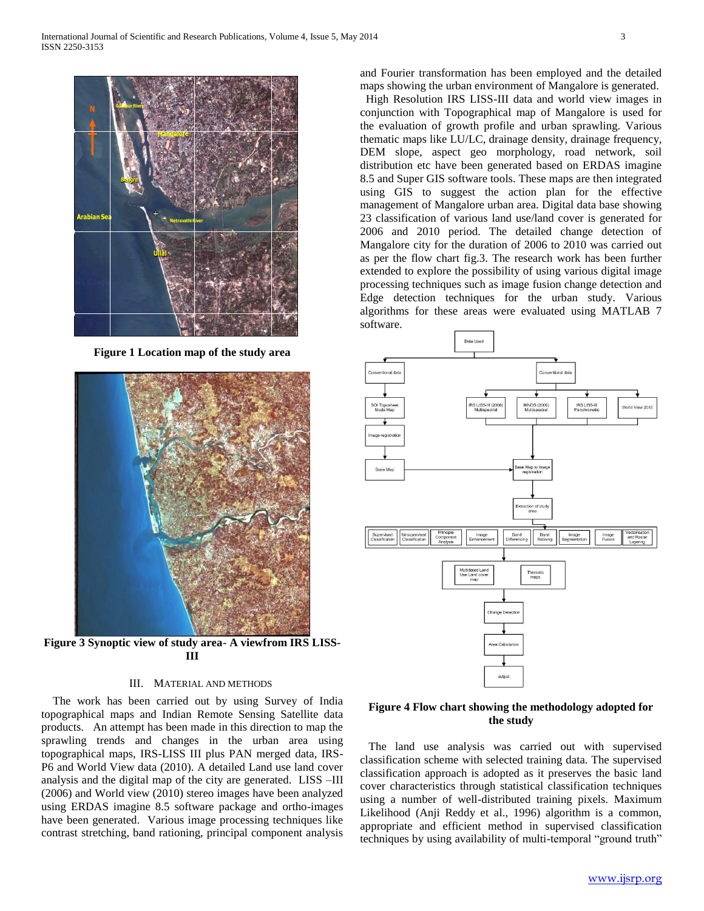Figure 1 Location map of the study area

Figure 3 Synoptic view of study area- A viewfrom IRS LISS-III

## III. Material and Methods

The work has been carried out by using Survey of India topographical maps and Indian Remote Sensing Satellite data products. An attempt has been made in this direction to map the sprawling trends and changes in the urban area using topographical maps, IRS-LISS III plus PAN merged data, IRS-P6 and World View data (2010). A detailed Land use land cover analysis and the digital map of the city are generated. LISS –III (2006) and World view (2010) stereo images have been analyzed using ERDAS imagine 8.5 software package and ortho-images have been generated. Various image processing techniques like contrast stretching, band rationing, principal component analysis and Fourier transformation has been employed and the detailed maps showing the urban environment of Mangalore is generated.

High Resolution IRS LISS-III data and world view images in conjunction with Topographical map of Mangalore is used for the evaluation of growth profile and urban sprawling. Various thematic maps like LU/LC, drainage density, drainage frequency, DEM slope, aspect geo morphology, road network, soil distribution etc have been generated based on ERDAS imagine 8.5 and Super GIS software tools. These maps are then integrated using GIS to suggest the action plan for the effective management of Mangalore urban area. Digital data base showing 23 classification of various land use/land cover is generated for 2006 and 2010 period. The detailed change detection of Mangalore city for the duration of 2006 to 2010 was carried out as per the flow chart fig.3. The research work has been further extended to explore the possibility of using various digital image processing techniques such as image fusion change detection and Edge detection techniques for the urban study. Various algorithms for these areas were evaluated using MATLAB 7 software.

Figure 4 Flow chart showing the methodology adopted for the study

The land use analysis was carried out with supervised classification scheme with selected training data. The supervised classification approach is adopted as it preserves the basic land cover characteristics through statistical classification techniques using a number of well-distributed training pixels. Maximum Likelihood (Anji Reddy et al., 1996) algorithm is a common, appropriate and efficient method in supervised classification techniques by using availability of multi-temporal "ground truth"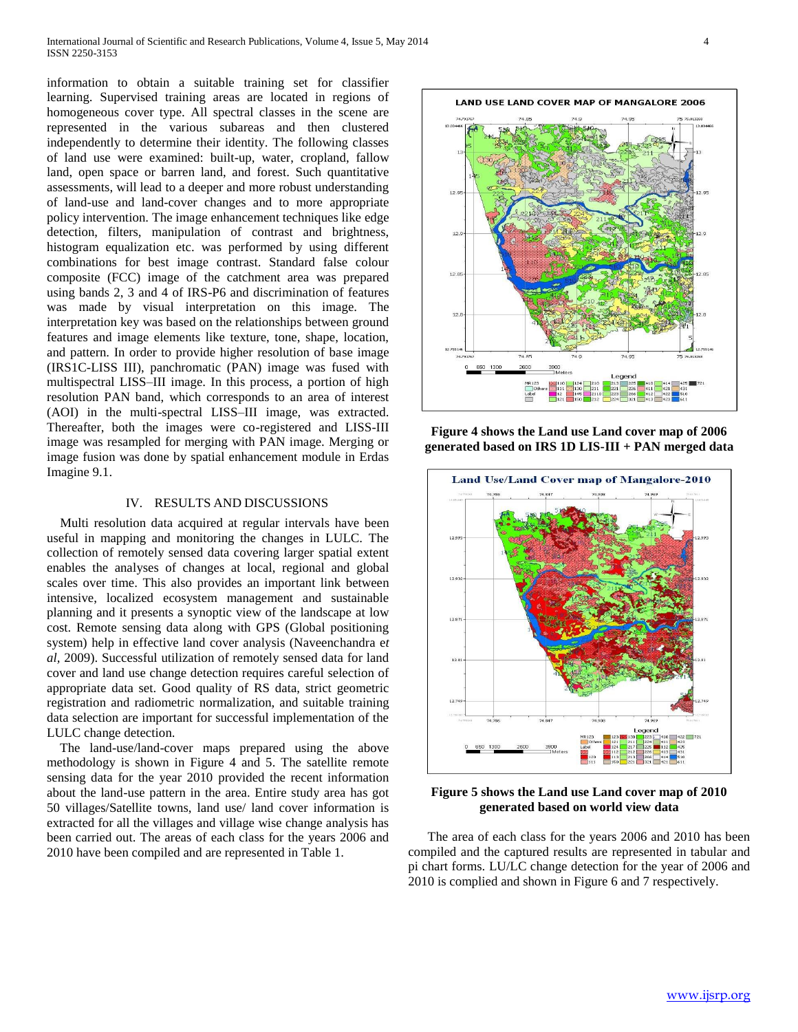information to obtain a suitable training set for classifier learning. Supervised training areas are located in regions of homogeneous cover type. All spectral classes in the scene are represented in the various subareas and then clustered independently to determine their identity. The following classes of land use were examined: built-up, water, cropland, fallow land, open space or barren land, and forest. Such quantitative assessments, will lead to a deeper and more robust understanding of land-use and land-cover changes and to more appropriate policy intervention. The image enhancement techniques like edge detection, filters, manipulation of contrast and brightness, histogram equalization etc. was performed by using different combinations for best image contrast. Standard false colour composite (FCC) image of the catchment area was prepared using bands 2, 3 and 4 of IRS-P6 and discrimination of features was made by visual interpretation on this image. The interpretation key was based on the relationships between ground features and image elements like texture, tone, shape, location, and pattern. In order to provide higher resolution of base image (IRS1C-LISS III), panchromatic (PAN) image was fused with multispectral LISS–III image. In this process, a portion of high resolution PAN band, which corresponds to an area of interest (AOI) in the multi-spectral LISS–III image, was extracted. Thereafter, both the images were co-registered and LISS-III image was resampled for merging with PAN image. Merging or image fusion was done by spatial enhancement module in Erdas Imagine 9.1.

## IV. RESULTS AND DISCUSSIONS

Multi resolution data acquired at regular intervals have been useful in mapping and monitoring the changes in LULC. The collection of remotely sensed data covering larger spatial extent enables the analyses of changes at local, regional and global scales over time. This also provides an important link between intensive, localized ecosystem management and sustainable planning and it presents a synoptic view of the landscape at low cost. Remote sensing data along with GPS (Global positioning system) help in effective land cover analysis (Naveenchandra e*t al*, 2009). Successful utilization of remotely sensed data for land cover and land use change detection requires careful selection of appropriate data set. Good quality of RS data, strict geometric registration and radiometric normalization, and suitable training data selection are important for successful implementation of the LULC change detection.

The land-use/land-cover maps prepared using the above methodology is shown in Figure 4 and 5. The satellite remote sensing data for the year 2010 provided the recent information about the land-use pattern in the area. Entire study area has got 50 villages/Satellite towns, land use/ land cover information is extracted for all the villages and village wise change analysis has been carried out. The areas of each class for the years 2006 and 2010 have been compiled and are represented in Table 1.

**Figure 4 shows the Land use Land cover map of 2006 generated based on IRS 1D LIS-III + PAN merged data**

**Figure 5 shows the Land use Land cover map of 2010 generated based on world view data**

The area of each class for the years 2006 and 2010 has been compiled and the captured results are represented in tabular and pi chart forms. LU/LC change detection for the year of 2006 and 2010 is complied and shown in Figure 6 and 7 respectively.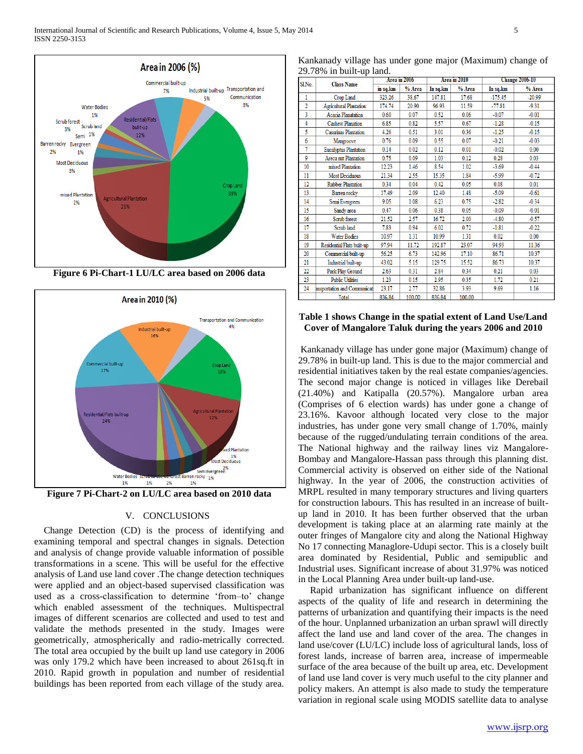Figure 6 Pi-Chart-1 LU/LC area based on 2006 data

Figure 7 Pi-Chart-2 on LU/LC area based on 2010 data

## V. CONCLUSIONS

Change Detection (CD) is the process of identifying and examining temporal and spectral changes in signals. Detection and analysis of change provide valuable information of possible transformations in a scene. This will be useful for the effective analysis of Land use land cover .The change detection techniques were applied and an object-based supervised classification was used as a cross-classification to determine 'from–to' change which enabled assessment of the techniques. Multispectral images of different scenarios are collected and used to test and validate the methods presented in the study. Images were geometrically, atmospherically and radio-metrically corrected. The total area occupied by the built up land use category in 2006 was only 179.2 which have been increased to about 261sq.ft in 2010. Rapid growth in population and number of residential buildings has been reported from each village of the study area.

Kankanady village has under gone major (Maximum) change of 29.78% in built-up land.

| Sl.No. | Class Name | Area in 2006 | | Area in 2010 | | Change 2006-10 | |
|---|---|---|---|---|---|---|---|
| | | in sq.km | % Area | In sq.km | % Area | In sq.km | % Area |
| 1 | Crop Land | 323.26 | 38.67 | 147.81 | 17.68 | -175.45 | -20.99 |
| 2 | Agricultural Plantation | 174.74 | 20.90 | 96.93 | 11.59 | -77.81 | -9.31 |
| 3 | Acacia Planatation | 0.60 | 0.07 | 0.52 | 0.06 | -0.07 | -0.01 |
| 4 | Cashew Planation | 6.85 | 0.82 | 5.57 | 0.67 | -1.28 | -0.15 |
| 5 | Casurinas Plantation | 4.26 | 0.51 | 3.01 | 0.36 | -1.25 | -0.15 |
| 6 | Mangroove | 0.76 | 0.09 | 0.55 | 0.07 | -0.21 | -0.03 |
| 7 | Eucalyptus Plantation | 0.14 | 0.02 | 0.12 | 0.01 | -0.02 | 0.00 |
| 9 | Areca nut Plantation | 0.75 | 0.09 | 1.03 | 0.12 | 0.28 | 0.03 |
| 10 | mixed Plantation | 12.23 | 1.46 | 8.54 | 1.02 | -3.69 | -0.44 |
| 11 | Most Deciduous | 21.34 | 2.55 | 15.35 | 1.84 | -5.99 | -0.72 |
| 12 | Rubber Plantation | 0.34 | 0.04 | 0.42 | 0.05 | 0.08 | 0.01 |
| 13 | Barren rocky | 17.49 | 2.09 | 12.40 | 1.48 | -5.09 | -0.61 |
| 14 | Semi Evergreen | 9.05 | 1.08 | 6.23 | 0.75 | -2.82 | -0.34 |
| 15 | Sandy area | 0.47 | 0.06 | 0.38 | 0.05 | -0.09 | -0.01 |
| 16 | Scrub forest | 21.52 | 2.57 | 16.72 | 2.00 | -4.80 | -0.57 |
| 17 | Scrub land | 7.83 | 0.94 | 6.02 | 0.72 | -1.81 | -0.22 |
| 18 | Water Bodies | 10.97 | 1.31 | 10.99 | 1.31 | 0.02 | 0.00 |
| 19 | Residential/Flats bulit-up | 97.94 | 11.72 | 192.87 | 23.07 | 94.93 | 11.36 |
| 20 | Commercial built-up | 56.25 | 6.73 | 142.96 | 17.10 | 86.71 | 10.37 |
| 21 | Industrial built-up | 43.02 | 5.15 | 129.75 | 15.52 | 86.73 | 10.37 |
| 22 | Park/Play Ground | 2.63 | 0.31 | 2.84 | 0.34 | 0.21 | 0.03 |
| 23 | Public Utilities | 1.23 | 0.15 | 2.95 | 0.35 | 1.72 | 0.21 |
| 24 | ansportation and Communicat | 23.17 | 2.77 | 32.86 | 3.93 | 9.69 | 1.16 |
| | Total | 836.84 | 100.00 | 836.84 | 100.00 | | |

**Table 1 shows Change in the spatial extent of Land Use/Land Cover of Mangalore Taluk during the years 2006 and 2010**

Kankanady village has under gone major (Maximum) change of 29.78% in built-up land. This is due to the major commercial and residential initiatives taken by the real estate companies/agencies. The second major change is noticed in villages like Derebail (21.40%) and Katipalla (20.57%). Mangalore urban area (Comprises of 6 election wards) has under gone a change of 23.16%. Kavoor although located very close to the major industries, has under gone very small change of 1.70%, mainly because of the rugged/undulating terrain conditions of the area. The National highway and the railway lines viz Mangalore-Bombay and Mangalore-Hassan pass through this planning dist. Commercial activity is observed on either side of the National highway. In the year of 2006, the construction activities of MRPL resulted in many temporary structures and living quarters for construction labours. This has resulted in an increase of built-up land in 2010. It has been further observed that the urban development is taking place at an alarming rate mainly at the outer fringes of Mangalore city and along the National Highway No 17 connecting Managlore-Udupi sector. This is a closely built area dominated by Residential, Public and semipublic and Industrial uses. Significant increase of about 31.97% was noticed in the Local Planning Area under built-up land-use.

Rapid urbanization has significant influence on different aspects of the quality of life and research in determining the patterns of urbanization and quantifying their impacts is the need of the hour. Unplanned urbanization an urban sprawl will directly affect the land use and land cover of the area. The changes in land use/cover (LU/LC) include loss of agricultural lands, loss of forest lands, increase of barren area, increase of impermeable surface of the area because of the built up area, etc. Development of land use land cover is very much useful to the city planner and policy makers. An attempt is also made to study the temperature variation in regional scale using MODIS satellite data to analyse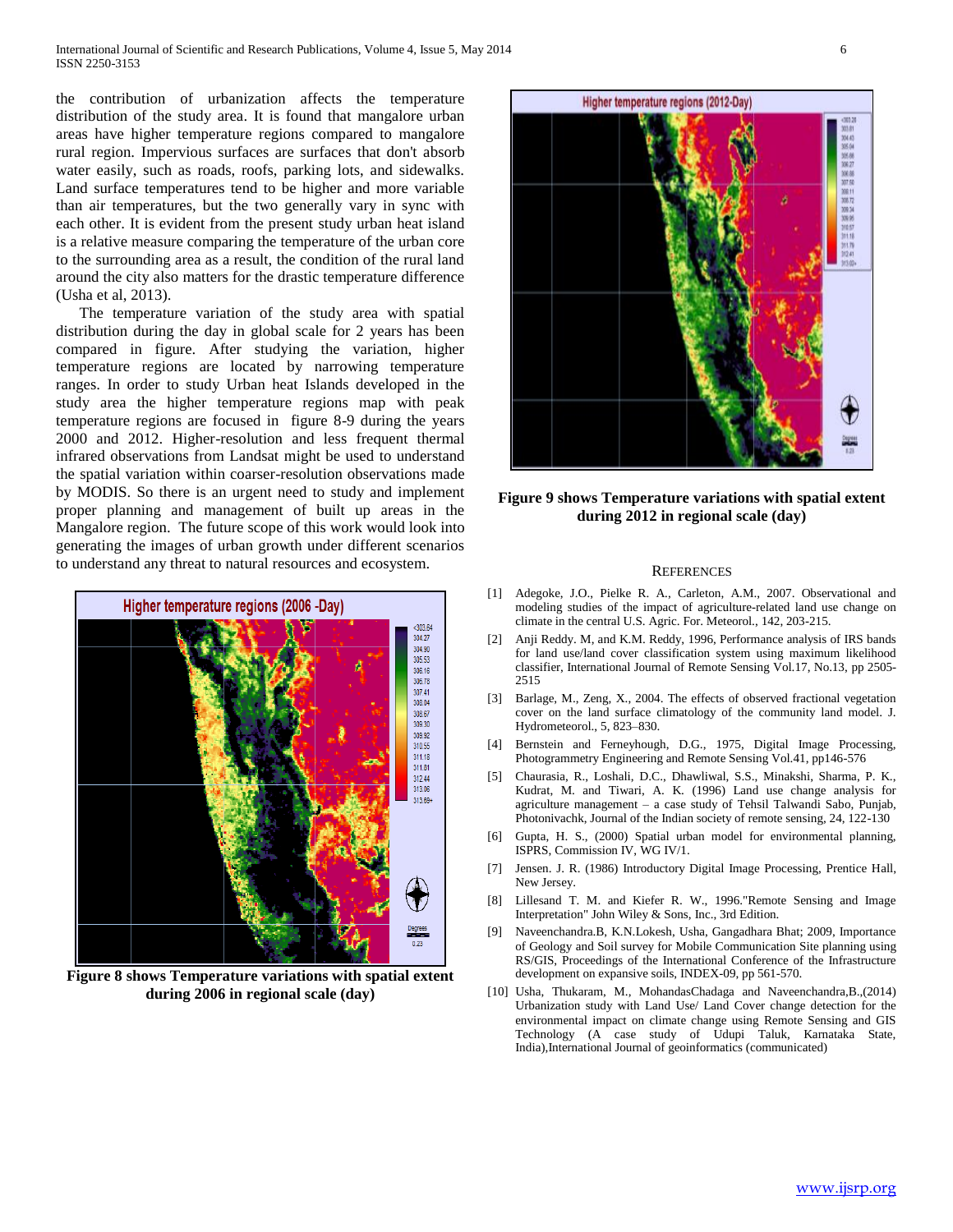the contribution of urbanization affects the temperature distribution of the study area. It is found that mangalore urban areas have higher temperature regions compared to mangalore rural region. Impervious surfaces are surfaces that don't absorb water easily, such as roads, roofs, parking lots, and sidewalks. Land surface temperatures tend to be higher and more variable than air temperatures, but the two generally vary in sync with each other. It is evident from the present study urban heat island is a relative measure comparing the temperature of the urban core to the surrounding area as a result, the condition of the rural land around the city also matters for the drastic temperature difference (Usha et al, 2013).

The temperature variation of the study area with spatial distribution during the day in global scale for 2 years has been compared in figure. After studying the variation, higher temperature regions are located by narrowing temperature ranges. In order to study Urban heat Islands developed in the study area the higher temperature regions map with peak temperature regions are focused in figure 8-9 during the years 2000 and 2012. Higher-resolution and less frequent thermal infrared observations from Landsat might be used to understand the spatial variation within coarser-resolution observations made by MODIS. So there is an urgent need to study and implement proper planning and management of built up areas in the Mangalore region. The future scope of this work would look into generating the images of urban growth under different scenarios to understand any threat to natural resources and ecosystem.

**Figure 8 shows Temperature variations with spatial extent during 2006 in regional scale (day)**

**Figure 9 shows Temperature variations with spatial extent during 2012 in regional scale (day)**

## REFERENCES

[1] Adegoke, J.O., Pielke R. A., Carleton, A.M., 2007. Observational and modeling studies of the impact of agriculture-related land use change on climate in the central U.S. Agric. For. Meteorol., 142, 203-215.

[2] Anji Reddy. M, and K.M. Reddy, 1996, Performance analysis of IRS bands for land use/land cover classification system using maximum likelihood classifier, International Journal of Remote Sensing Vol.17, No.13, pp 2505-2515

[3] Barlage, M., Zeng, X., 2004. The effects of observed fractional vegetation cover on the land surface climatology of the community land model. J. Hydrometeorol., 5, 823–830.

[4] Bernstein and Ferneyhough, D.G., 1975, Digital Image Processing, Photogrammetry Engineering and Remote Sensing Vol.41, pp146-576

[5] Chaurasia, R., Loshali, D.C., Dhawliwal, S.S., Minakshi, Sharma, P. K., Kudrat, M. and Tiwari, A. K. (1996) Land use change analysis for agriculture management – a case study of Tehsil Talwandi Sabo, Punjab, Photonivachk, Journal of the Indian society of remote sensing, 24, 122-130

[6] Gupta, H. S., (2000) Spatial urban model for environmental planning, ISPRS, Commission IV, WG IV/1.

[7] Jensen. J. R. (1986) Introductory Digital Image Processing, Prentice Hall, New Jersey.

[8] Lillesand T. M. and Kiefer R. W., 1996."Remote Sensing and Image Interpretation" John Wiley & Sons, Inc., 3rd Edition.

[9] Naveenchandra.B, K.N.Lokesh, Usha, Gangadhara Bhat; 2009, Importance of Geology and Soil survey for Mobile Communication Site planning using RS/GIS, Proceedings of the International Conference of the Infrastructure development on expansive soils, INDEX-09, pp 561-570.

[10] Usha, Thukaram, M., MohandasChadaga and Naveenchandra,B.,(2014) Urbanization study with Land Use/ Land Cover change detection for the environmental impact on climate change using Remote Sensing and GIS Technology (A case study of Udupi Taluk, Karnataka State, India),International Journal of geoinformatics (communicated)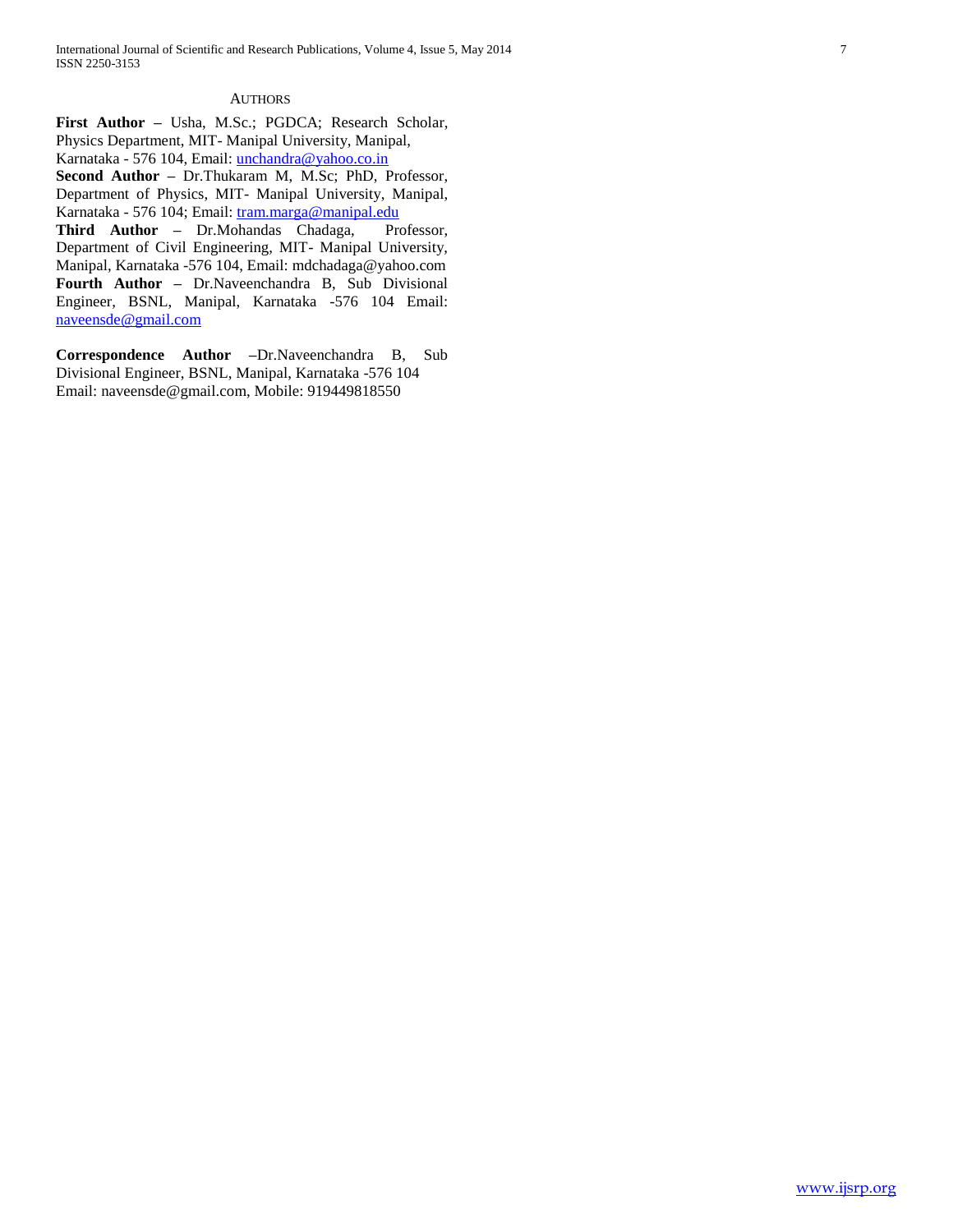## AUTHORS

**First Author** – Usha, M.Sc.; PGDCA; Research Scholar, Physics Department, MIT- Manipal University, Manipal, Karnataka - 576 104, Email: unchandra@yahoo.co.in

**Second Author** – Dr.Thukaram M, M.Sc; PhD, Professor, Department of Physics, MIT- Manipal University, Manipal, Karnataka - 576 104; Email: tram.marga@manipal.edu

**Third Author** – Dr.Mohandas Chadaga, Professor, Department of Civil Engineering, MIT- Manipal University, Manipal, Karnataka -576 104, Email: mdchadaga@yahoo.com

**Fourth Author** – Dr.Naveenchandra B, Sub Divisional Engineer, BSNL, Manipal, Karnataka -576 104 Email: naveensde@gmail.com

**Correspondence Author** –Dr.Naveenchandra B, Sub Divisional Engineer, BSNL, Manipal, Karnataka -576 104 Email: naveensde@gmail.com, Mobile: 919449818550